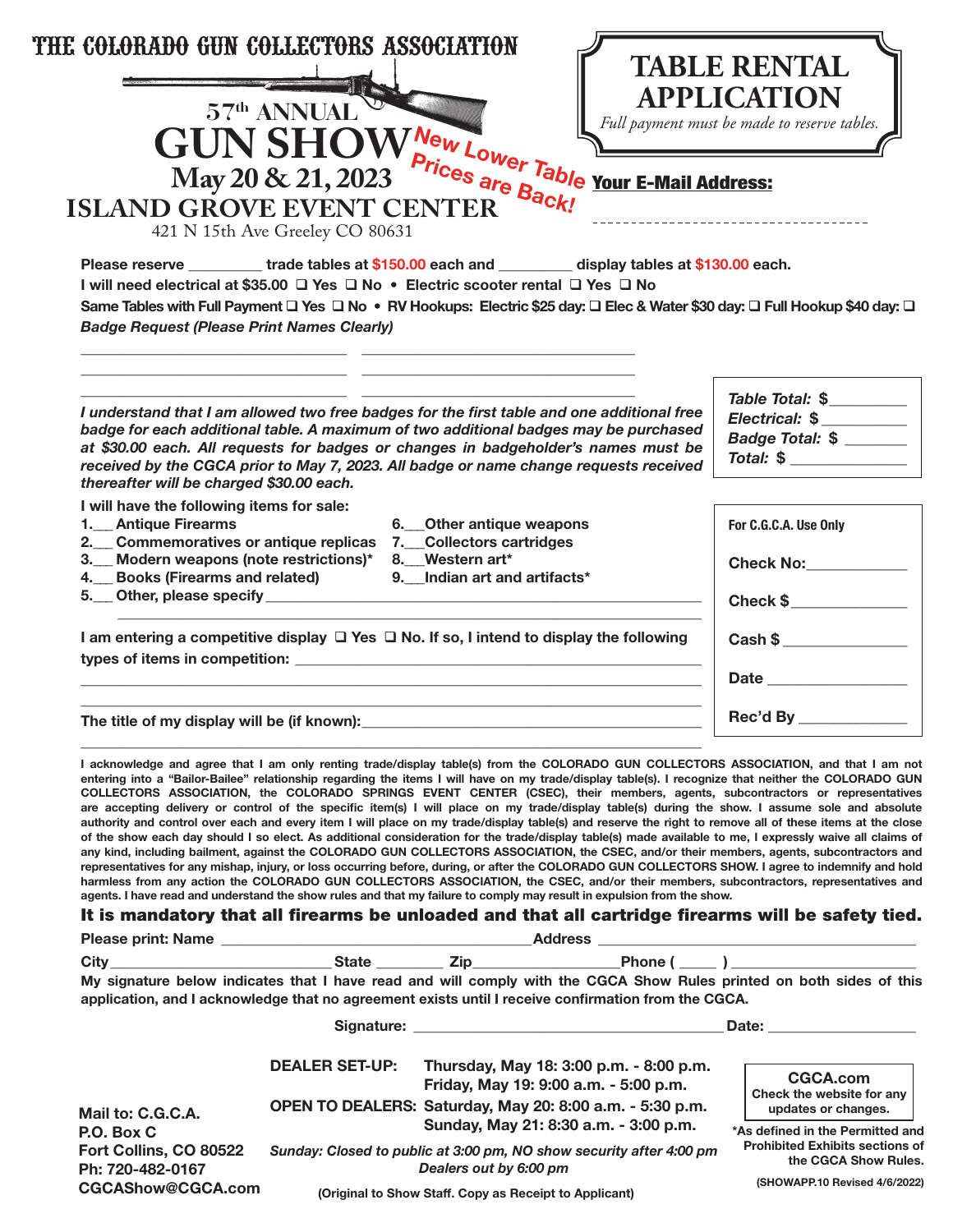# THE COLORADO GUN COLLECTORS ASSOCIATION

## 57th ANNUAL GUN SHOW

**May 20 & 21, 2023**

**ISLAND GROVE EVENT CENTER**

421 N 15th Ave Greeley CO 80631

**New Lower Table Prices are Back!**

# TABLE RENTAL APPLICATION

*Full payment must be made to reserve tables.*

**Your E-Mail Address:**

---

**Please reserve _________ trade tables at $150.00 each and _________ display tables at $130.00 each.**

**I will need electrical at $35.00 ❑ Yes ❑ No • Electric scooter rental ❑ Yes ❑ No**

**Same Tables with Full Payment ❑ Yes ❑ No • RV Hookups: Electric $25 day: ❑ Elec & Water $30 day: ❑ Full Hookup $40 day: ❑**

***Badge Request (Please Print Names Clearly)***

________________________________ ________________________________

________________________________ ________________________________

________________________________ ________________________________

***I understand that I am allowed two free badges for the first table and one additional free badge for each additional table. A maximum of two additional badges may be purchased at $30.00 each. All requests for badges or changes in badgeholder's names must be received by the CGCA prior to May 7, 2023. All badge or name change requests received thereafter will be charged $30.00 each.***

*Table Total: $_________*
*Electrical: $_________*
*Badge Total: $_________*
*Total: $_________*

**I will have the following items for sale:**

1. ___ Antique Firearms
2. ___ Commemoratives or antique replicas
3. ___ Modern weapons (note restrictions)*
4. ___ Books (Firearms and related)
5. ___ Other, please specify ________________________________
6. ___ Other antique weapons
7. ___ Collectors cartridges
8. ___ Western art*
9. ___ Indian art and artifacts*

**I am entering a competitive display ❑ Yes ❑ No. If so, I intend to display the following types of items in competition:** ________________________________

**The title of my display will be (if known):** ________________________________

**For C.G.C.A. Use Only**

**Check No:** ____________

**Check $** ____________

**Cash $** ____________

**Date** ____________

**Rec'd By** ____________

**I acknowledge and agree that I am only renting trade/display table(s) from the COLORADO GUN COLLECTORS ASSOCIATION, and that I am not entering into a "Bailor-Bailee" relationship regarding the items I will have on my trade/display table(s). I recognize that neither the COLORADO GUN COLLECTORS ASSOCIATION, the COLORADO SPRINGS EVENT CENTER (CSEC), their members, agents, subcontractors or representatives are accepting delivery or control of the specific item(s) I will place on my trade/display table(s) during the show. I assume sole and absolute authority and control over each and every item I will place on my trade/display table(s) and reserve the right to remove all of these items at the close of the show each day should I so elect. As additional consideration for the trade/display table(s) made available to me, I expressly waive all claims of any kind, including bailment, against the COLORADO GUN COLLECTORS ASSOCIATION, the CSEC, and/or their members, agents, subcontractors and representatives for any mishap, injury, or loss occurring before, during, or after the COLORADO GUN COLLECTORS SHOW. I agree to indemnify and hold harmless from any action the COLORADO GUN COLLECTORS ASSOCIATION, the CSEC, and/or their members, subcontractors, representatives and agents. I have read and understand the show rules and that my failure to comply may result in expulsion from the show.**

## It is mandatory that all firearms be unloaded and that all cartridge firearms will be safety tied.

**Please print: Name** ________________________ **Address** ________________________

**City** ______________ **State** ________ **Zip** ______________ **Phone (** _____ **)** ______________

**My signature below indicates that I have read and will comply with the CGCA Show Rules printed on both sides of this application, and I acknowledge that no agreement exists until I receive confirmation from the CGCA.**

**Signature:** ________________________ **Date:** ______________

**DEALER SET-UP:** Thursday, May 18: 3:00 p.m. - 8:00 p.m.
Friday, May 19: 9:00 a.m. - 5:00 p.m.

**OPEN TO DEALERS:** Saturday, May 20: 8:00 a.m. - 5:30 p.m.
Sunday, May 21: 8:30 a.m. - 3:00 p.m.

*Sunday: Closed to public at 3:00 pm, NO show security after 4:00 pm*
*Dealers out by 6:00 pm*

**Mail to: C.G.C.A.**
**P.O. Box C**
**Fort Collins, CO 80522**
**Ph: 720-482-0167**
**CGCAShow@CGCA.com**

**CGCA.com**
**Check the website for any updates or changes.**

***As defined in the Permitted and Prohibited Exhibits sections of the CGCA Show Rules.**

**(Original to Show Staff. Copy as Receipt to Applicant)**

**(SHOWAPP.10 Revised 4/6/2022)**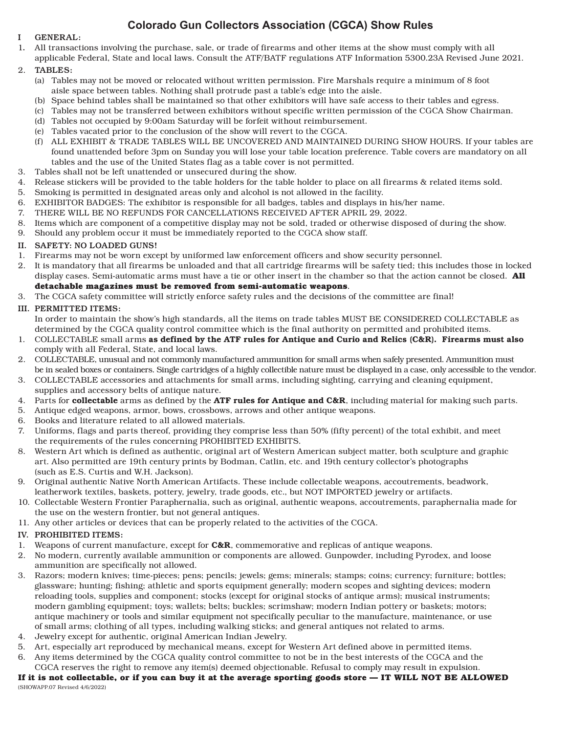# Colorado Gun Collectors Association (CGCA) Show Rules

## I GENERAL:

1. All transactions involving the purchase, sale, or trade of firearms and other items at the show must comply with all applicable Federal, State and local laws. Consult the ATF/BATF regulations ATF Information 5300.23A Revised June 2021.
2. TABLES:
   - (a) Tables may not be moved or relocated without written permission. Fire Marshals require a minimum of 8 foot aisle space between tables. Nothing shall protrude past a table's edge into the aisle.
   - (b) Space behind tables shall be maintained so that other exhibitors will have safe access to their tables and egress.
   - (c) Tables may not be transferred between exhibitors without specific written permission of the CGCA Show Chairman.
   - (d) Tables not occupied by 9:00am Saturday will be forfeit without reimbursement.
   - (e) Tables vacated prior to the conclusion of the show will revert to the CGCA.
   - (f) ALL EXHIBIT & TRADE TABLES WILL BE UNCOVERED AND MAINTAINED DURING SHOW HOURS. If your tables are found unattended before 3pm on Sunday you will lose your table location preference. Table covers are mandatory on all tables and the use of the United States flag as a table cover is not permitted.
3. Tables shall not be left unattended or unsecured during the show.
4. Release stickers will be provided to the table holders for the table holder to place on all firearms & related items sold.
5. Smoking is permitted in designated areas only and alcohol is not allowed in the facility.
6. EXHIBITOR BADGES: The exhibitor is responsible for all badges, tables and displays in his/her name.
7. THERE WILL BE NO REFUNDS FOR CANCELLATIONS RECEIVED AFTER APRIL 29, 2022.
8. Items which are component of a competitive display may not be sold, traded or otherwise disposed of during the show.
9. Should any problem occur it must be immediately reported to the CGCA show staff.

## II. SAFETY: NO LOADED GUNS!

1. Firearms may not be worn except by uniformed law enforcement officers and show security personnel.
2. It is mandatory that all firearms be unloaded and that all cartridge firearms will be safety tied; this includes those in locked display cases. Semi-automatic arms must have a tie or other insert in the chamber so that the action cannot be closed. **All detachable magazines must be removed from semi-automatic weapons**.
3. The CGCA safety committee will strictly enforce safety rules and the decisions of the committee are final!

## III. PERMITTED ITEMS:

In order to maintain the show's high standards, all the items on trade tables MUST BE CONSIDERED COLLECTABLE as determined by the CGCA quality control committee which is the final authority on permitted and prohibited items.

1. COLLECTABLE small arms **as defined by the ATF rules for Antique and Curio and Relics (C&R). Firearms must also** comply with all Federal, State, and local laws.
2. COLLECTABLE, unusual and not commonly manufactured ammunition for small arms when safely presented. Ammunition must be in sealed boxes or containers. Single cartridges of a highly collectible nature must be displayed in a case, only accessible to the vendor.
3. COLLECTABLE accessories and attachments for small arms, including sighting, carrying and cleaning equipment, supplies and accessory belts of antique nature.
4. Parts for **collectable** arms as defined by the **ATF rules for Antique and C&R**, including material for making such parts.
5. Antique edged weapons, armor, bows, crossbows, arrows and other antique weapons.
6. Books and literature related to all allowed materials.
7. Uniforms, flags and parts thereof, providing they comprise less than 50% (fifty percent) of the total exhibit, and meet the requirements of the rules concerning PROHIBITED EXHIBITS.
8. Western Art which is defined as authentic, original art of Western American subject matter, both sculpture and graphic art. Also permitted are 19th century prints by Bodman, Catlin, etc. and 19th century collector's photographs (such as E.S. Curtis and W.H. Jackson).
9. Original authentic Native North American Artifacts. These include collectable weapons, accoutrements, beadwork, leatherwork textiles, baskets, pottery, jewelry, trade goods, etc., but NOT IMPORTED jewelry or artifacts.
10. Collectable Western Frontier Paraphernalia, such as original, authentic weapons, accoutrements, paraphernalia made for the use on the western frontier, but not general antiques.
11. Any other articles or devices that can be properly related to the activities of the CGCA.

## IV. PROHIBITED ITEMS:

1. Weapons of current manufacture, except for **C&R**, commemorative and replicas of antique weapons.
2. No modern, currently available ammunition or components are allowed. Gunpowder, including Pyrodex, and loose ammunition are specifically not allowed.
3. Razors; modern knives; time-pieces; pens; pencils; jewels; gems; minerals; stamps; coins; currency; furniture; bottles; glassware; hunting; fishing; athletic and sports equipment generally; modern scopes and sighting devices; modern reloading tools, supplies and component; stocks (except for original stocks of antique arms); musical instruments; modern gambling equipment; toys; wallets; belts; buckles; scrimshaw; modern Indian pottery or baskets; motors; antique machinery or tools and similar equipment not specifically peculiar to the manufacture, maintenance, or use of small arms; clothing of all types, including walking sticks; and general antiques not related to arms.
4. Jewelry except for authentic, original American Indian Jewelry.
5. Art, especially art reproduced by mechanical means, except for Western Art defined above in permitted items.
6. Any items determined by the CGCA quality control committee to not be in the best interests of the CGCA and the CGCA reserves the right to remove any item(s) deemed objectionable. Refusal to comply may result in expulsion.

**If it is not collectable, or if you can buy it at the average sporting goods store — IT WILL NOT BE ALLOWED**

(SHOWAPP.07 Revised 4/6/2022)